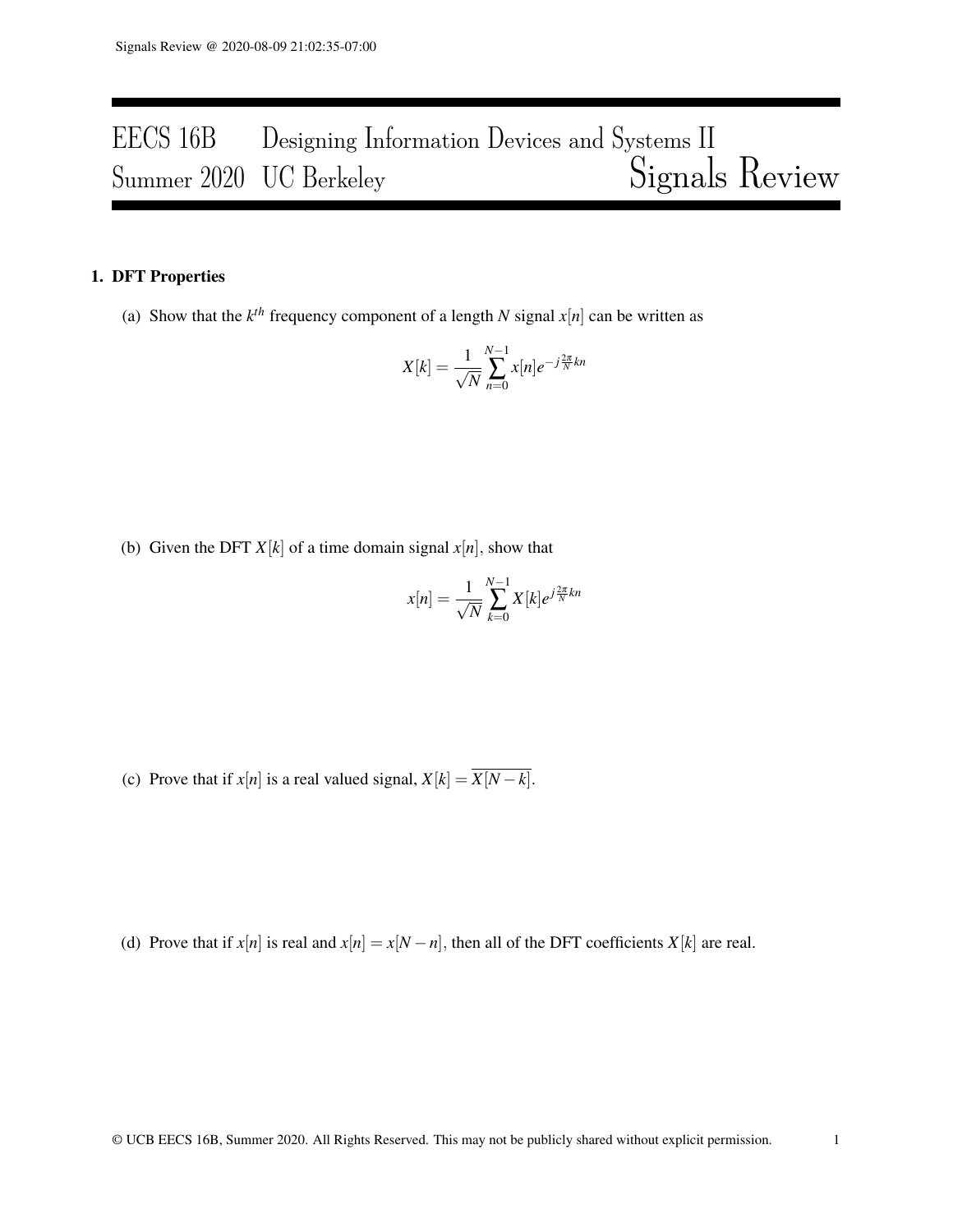# EECS 16B Designing Information Devices and Systems II
## Summer 2020 UC Berkeley — Signals Review

**1. DFT Properties**

(a) Show that the $k^{th}$ frequency component of a length $N$ signal $x[n]$ can be written as

$$X[k] = \frac{1}{\sqrt{N}} \sum_{n=0}^{N-1} x[n] e^{-j\frac{2\pi}{N}kn}$$

(b) Given the DFT $X[k]$ of a time domain signal $x[n]$, show that

$$x[n] = \frac{1}{\sqrt{N}} \sum_{k=0}^{N-1} X[k] e^{j\frac{2\pi}{N}kn}$$

(c) Prove that if $x[n]$ is a real valued signal, $X[k] = \overline{X[N-k]}$.

(d) Prove that if $x[n]$ is real and $x[n] = x[N-n]$, then all of the DFT coefficients $X[k]$ are real.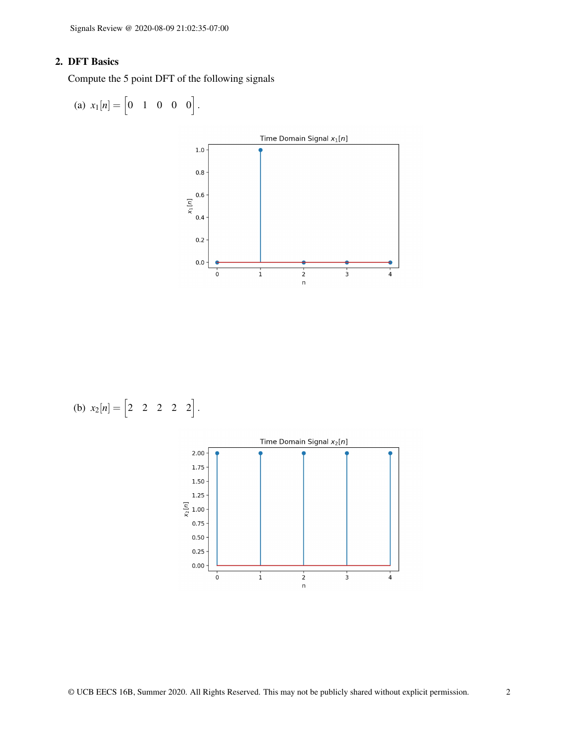## 2. DFT Basics

Compute the 5 point DFT of the following signals

(a) $x_1[n] = \begin{bmatrix} 0 & 1 & 0 & 0 & 0 \end{bmatrix}$.

Time Domain Signal $x_1[n]$

1.0
0.8
0.6
0.4
0.2
0.0

$x_1[n]$

0 1 2 3 4

n

(b) $x_2[n] = \begin{bmatrix} 2 & 2 & 2 & 2 & 2 \end{bmatrix}$.

Time Domain Signal $x_2[n]$

2.00
1.75
1.50
1.25
1.00
0.75
0.50
0.25
0.00

$x_2[n]$

0 1 2 3 4

n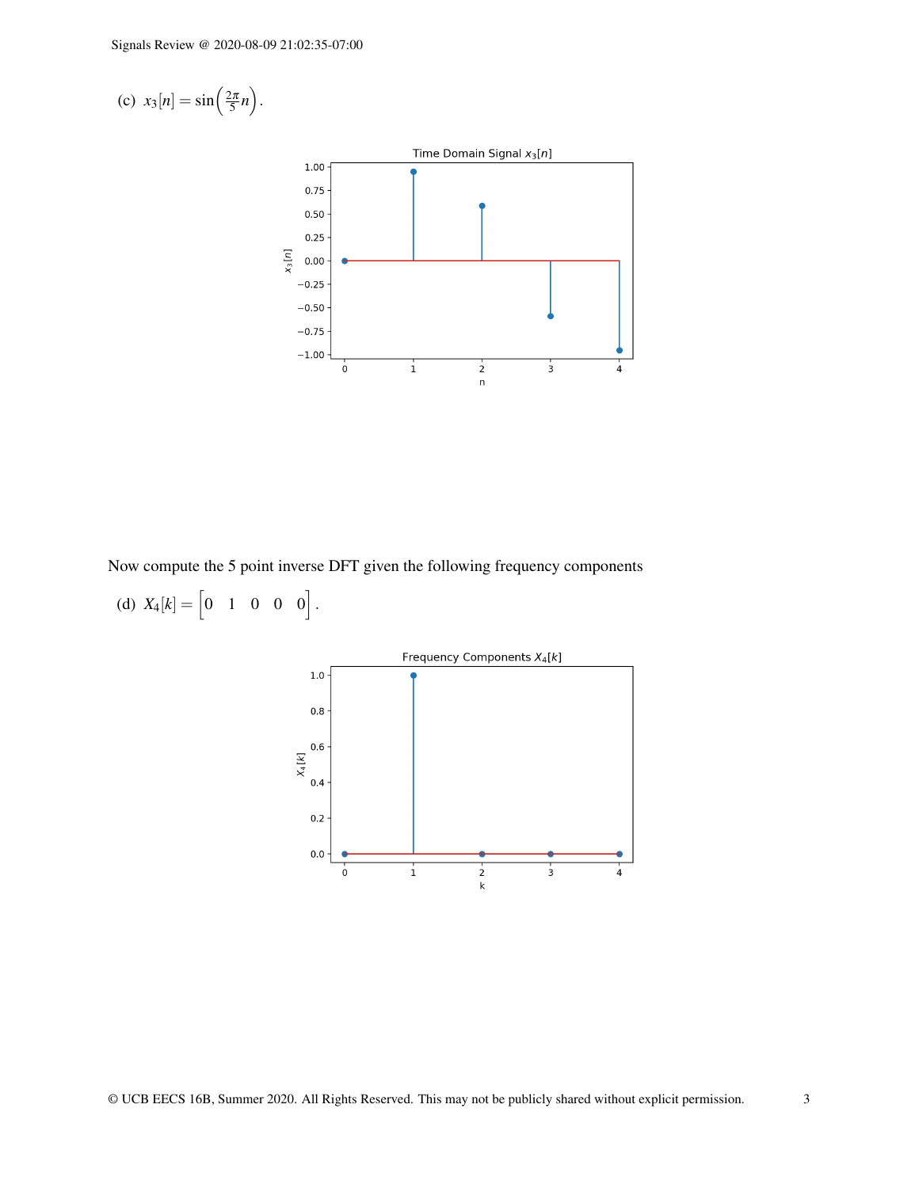(c) $x_3[n] = \sin\left(\frac{2\pi}{5}n\right)$.

Time Domain Signal $x_3[n]$

$x_3[n]$

1.00
0.75
0.50
0.25
0.00
−0.25
−0.50
−0.75
−1.00

0 1 2 3 4

n

Now compute the 5 point inverse DFT given the following frequency components

(d) $X_4[k] = \begin{bmatrix} 0 & 1 & 0 & 0 & 0 \end{bmatrix}$.

Frequency Components $X_4[k]$

$X_4[k]$

1.0
0.8
0.6
0.4
0.2
0.0

0 1 2 3 4

k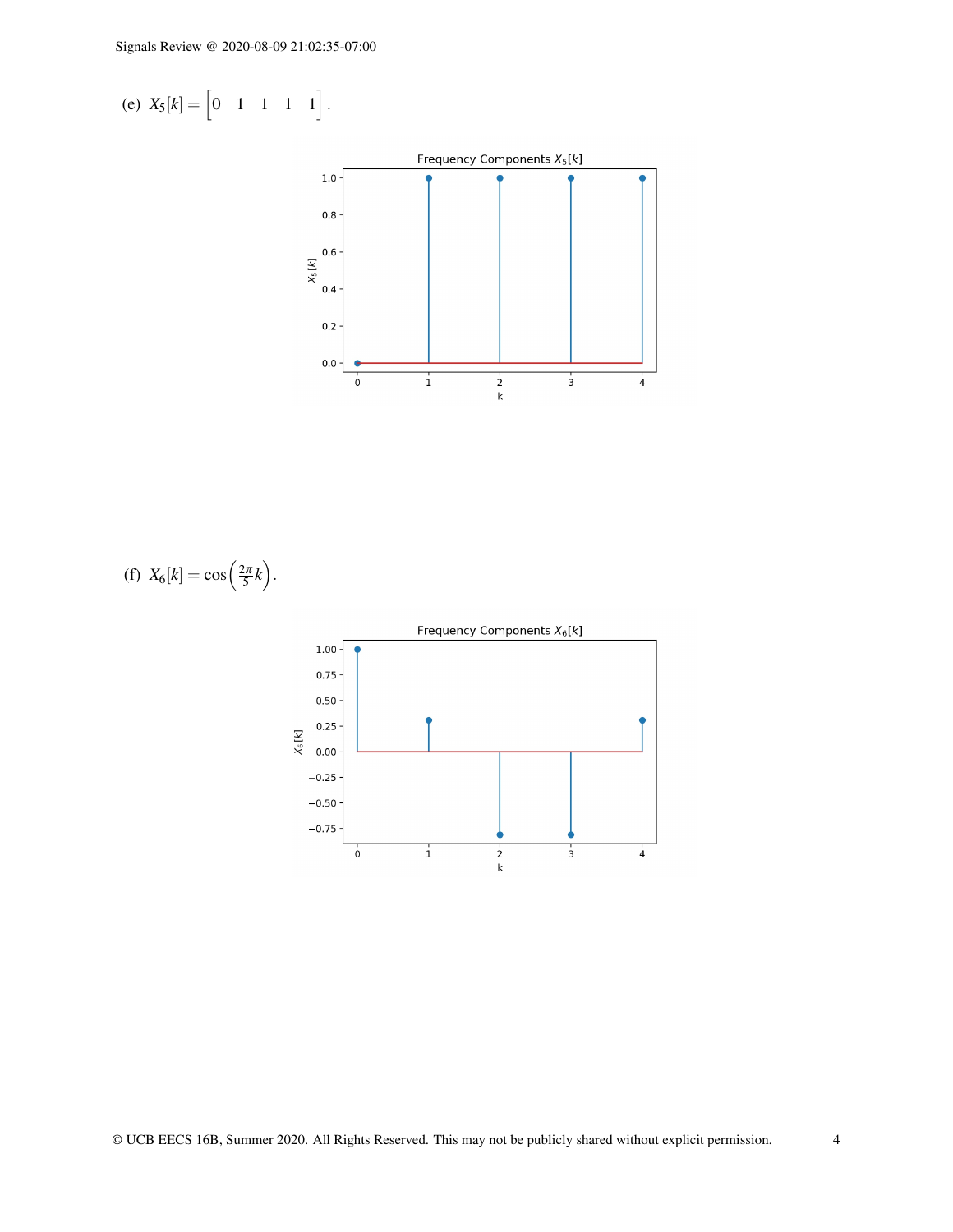(e) $X_5[k] = \begin{bmatrix} 0 & 1 & 1 & 1 & 1 \end{bmatrix}$.

Frequency Components $X_5[k]$

1.0
0.8
0.6
0.4
0.2
0.0

$X_5[k]$

0 1 2 3 4

k

(f) $X_6[k] = \cos\left(\frac{2\pi}{5}k\right)$.

Frequency Components $X_6[k]$

1.00
0.75
0.50
0.25
0.00
−0.25
−0.50
−0.75

$X_6[k]$

0 1 2 3 4

k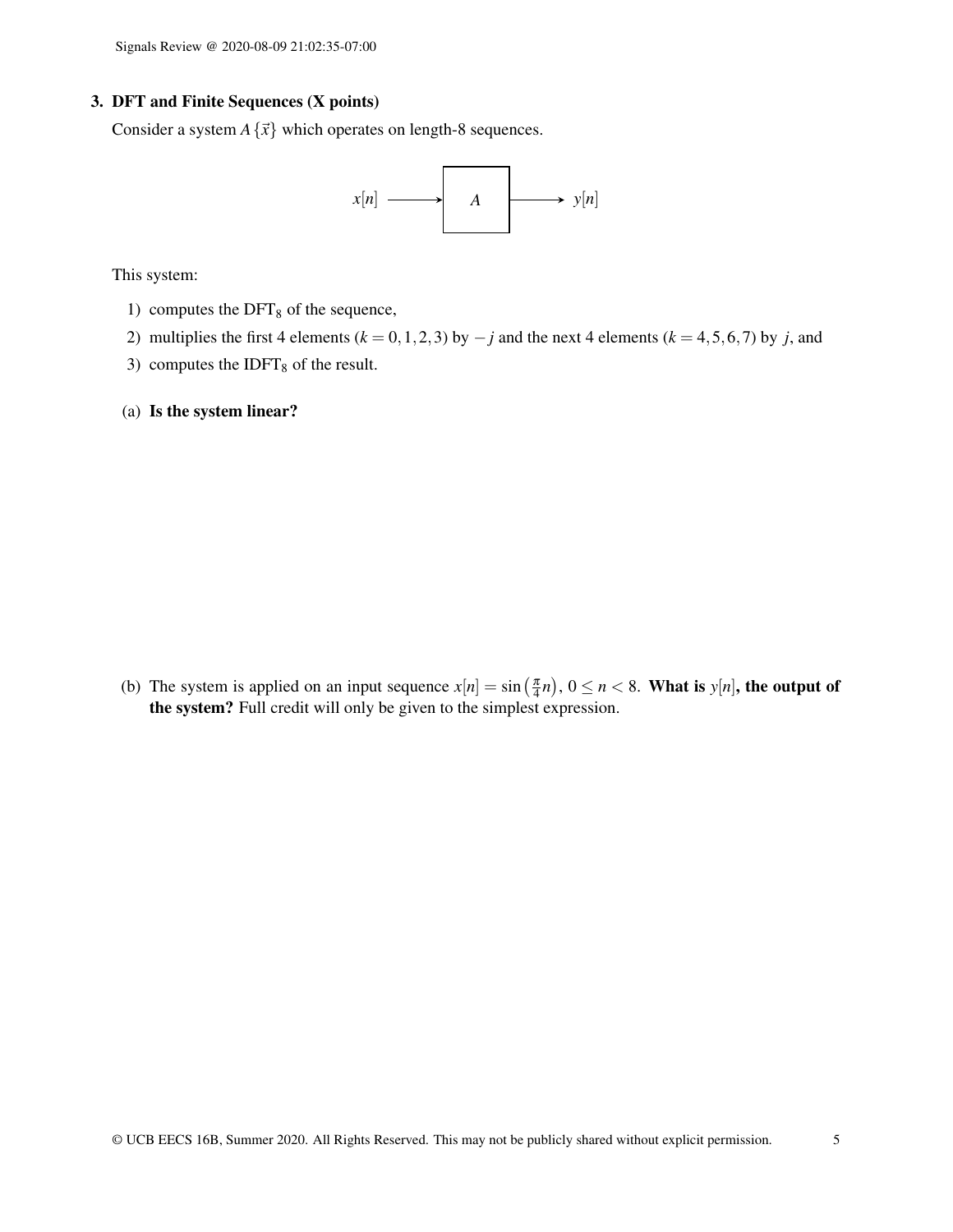### 3. DFT and Finite Sequences (X points)

Consider a system $A\{\vec{x}\}$ which operates on length-8 sequences.

$x[n]$ → $A$ → $y[n]$

This system:

1) computes the $\text{DFT}_8$ of the sequence,
2) multiplies the first 4 elements ($k = 0, 1, 2, 3$) by $-j$ and the next 4 elements ($k = 4, 5, 6, 7$) by $j$, and
3) computes the $\text{IDFT}_8$ of the result.

(a) **Is the system linear?**

(b) The system is applied on an input sequence $x[n] = \sin\left(\frac{\pi}{4}n\right)$, $0 \leq n < 8$. **What is** $y[n]$**, the output of the system?** Full credit will only be given to the simplest expression.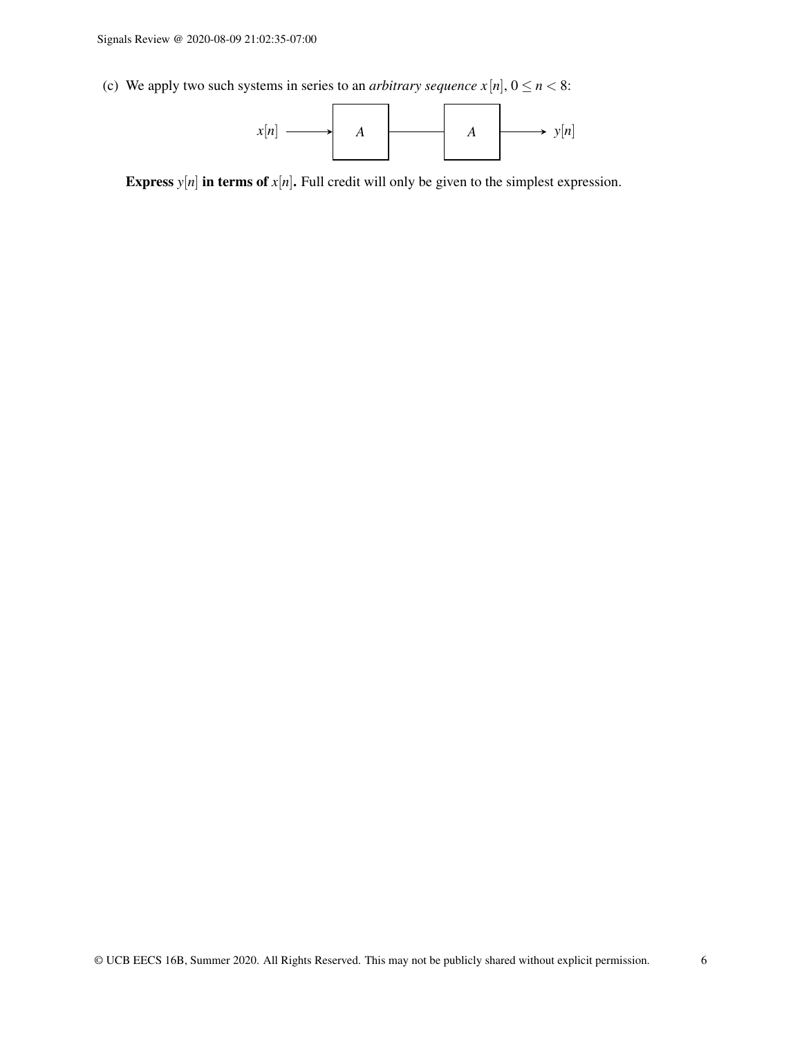(c) We apply two such systems in series to an *arbitrary sequence* $x[n]$, $0 \leq n < 8$:

$x[n]$ → $A$ → $A$ → $y[n]$

**Express $y[n]$ in terms of $x[n]$.** Full credit will only be given to the simplest expression.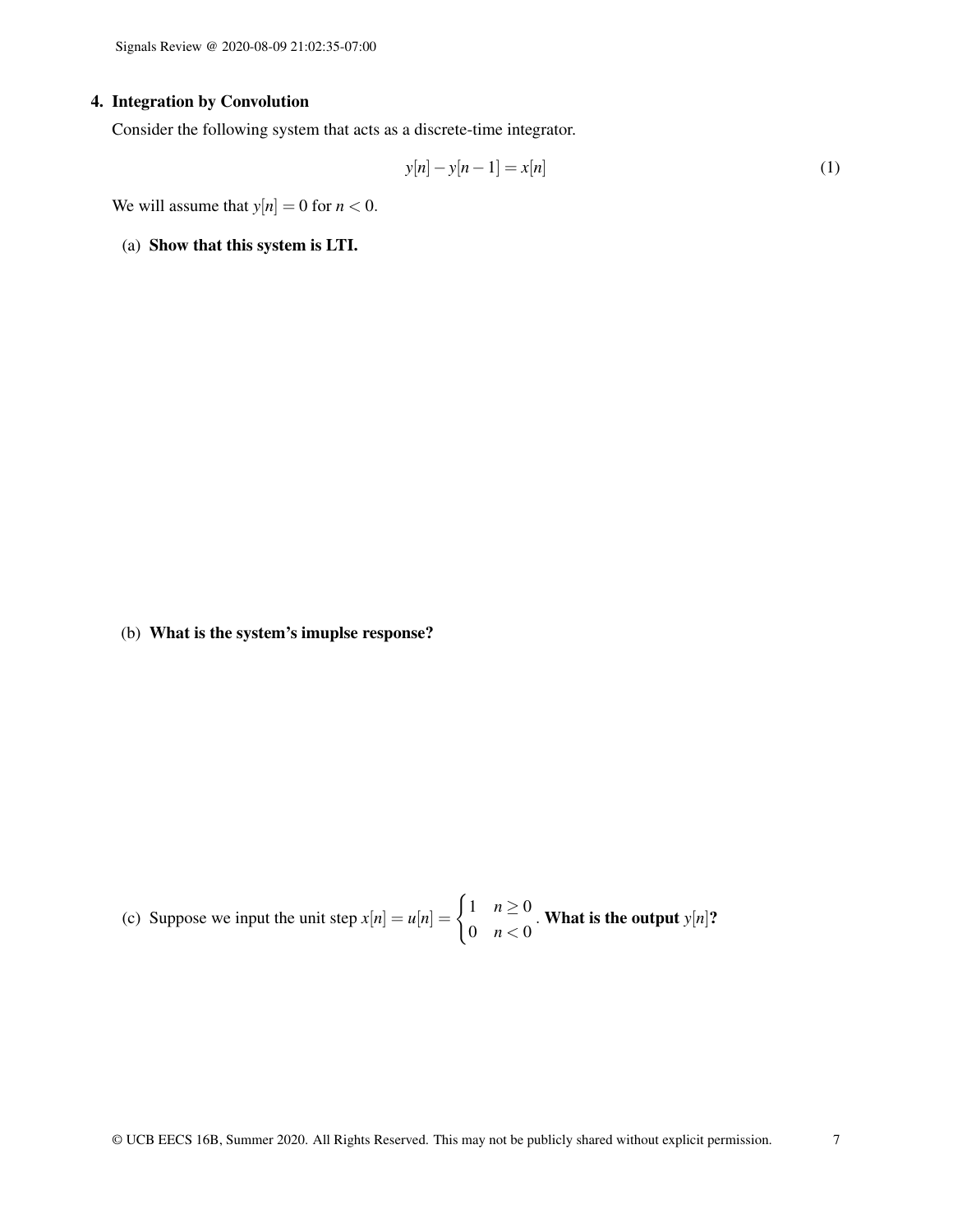## 4. Integration by Convolution

Consider the following system that acts as a discrete-time integrator.

$$y[n] - y[n-1] = x[n] \tag{1}$$

We will assume that $y[n] = 0$ for $n < 0$.

(a) **Show that this system is LTI.**

(b) **What is the system's imuplse response?**

(c) Suppose we input the unit step $x[n] = u[n] = \begin{cases} 1 & n \geq 0 \\ 0 & n < 0 \end{cases}$. **What is the output $y[n]$?**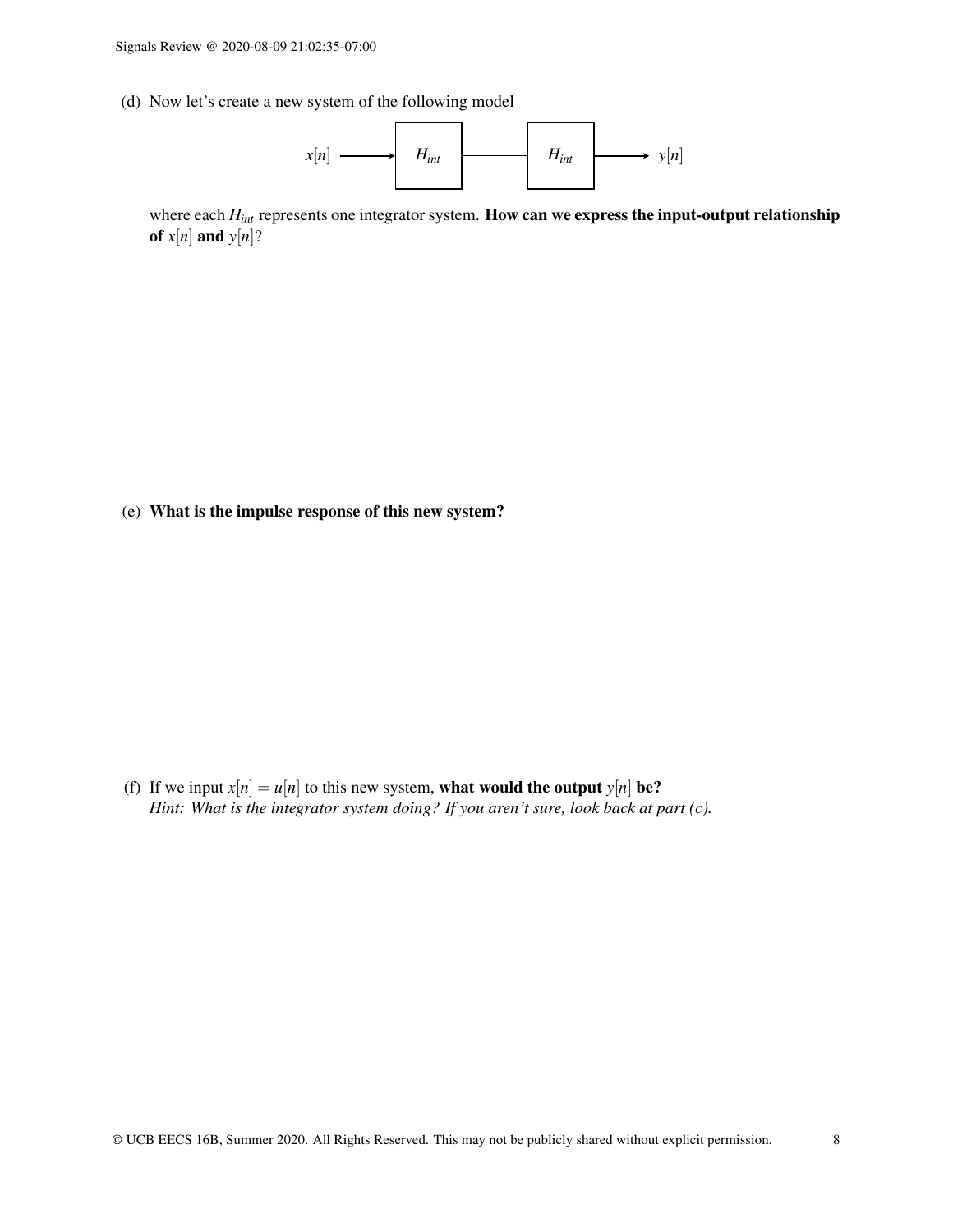(d) Now let's create a new system of the following model

$x[n]$ → $H_{int}$ → $H_{int}$ → $y[n]$

where each $H_{int}$ represents one integrator system. **How can we express the input-output relationship of $x[n]$ and $y[n]$?**

(e) **What is the impulse response of this new system?**

(f) If we input $x[n] = u[n]$ to this new system, **what would the output $y[n]$ be?**
*Hint: What is the integrator system doing? If you aren't sure, look back at part (c).*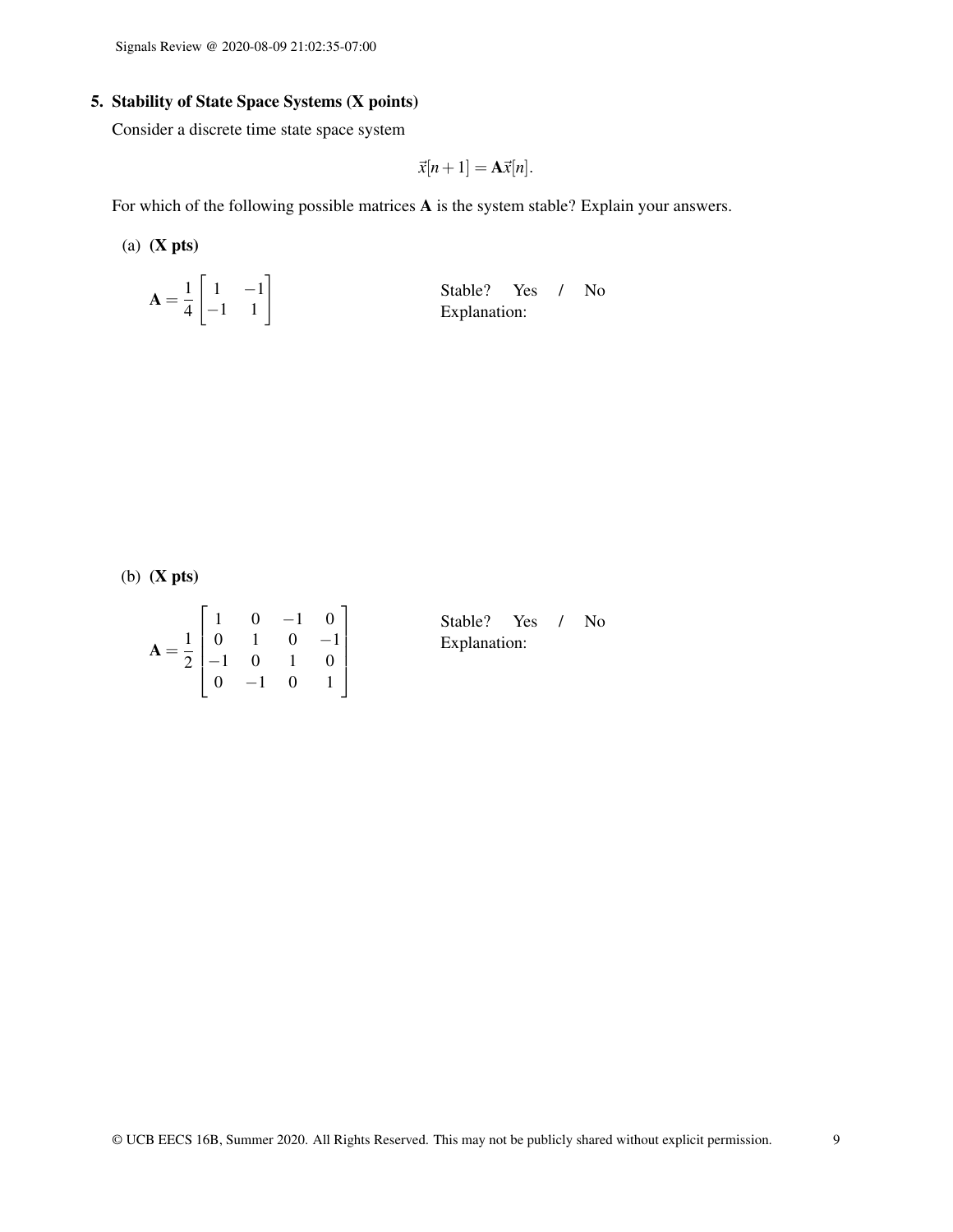## 5. Stability of State Space Systems (X points)

Consider a discrete time state space system

$$\vec{x}[n+1] = \mathbf{A}\vec{x}[n].$$

For which of the following possible matrices $\mathbf{A}$ is the system stable? Explain your answers.

(a) **(X pts)**

$$\mathbf{A} = \frac{1}{4}\begin{bmatrix} 1 & -1 \\ -1 & 1 \end{bmatrix}$$

Stable? Yes / No

Explanation:

(b) **(X pts)**

$$\mathbf{A} = \frac{1}{2}\begin{bmatrix} 1 & 0 & -1 & 0 \\ 0 & 1 & 0 & -1 \\ -1 & 0 & 1 & 0 \\ 0 & -1 & 0 & 1 \end{bmatrix}$$

Stable? Yes / No

Explanation: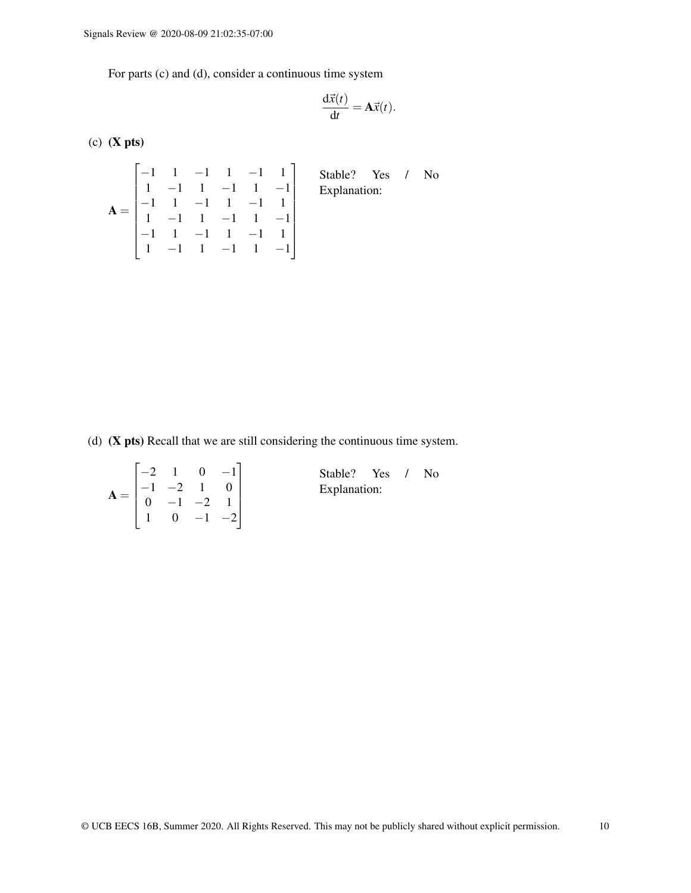For parts (c) and (d), consider a continuous time system

$$\frac{\mathrm{d}\vec{x}(t)}{\mathrm{d}t} = \mathbf{A}\vec{x}(t).$$

(c) **(X pts)**

$$\mathbf{A} = \begin{bmatrix} -1 & 1 & -1 & 1 & -1 & 1 \\ 1 & -1 & 1 & -1 & 1 & -1 \\ -1 & 1 & -1 & 1 & -1 & 1 \\ 1 & -1 & 1 & -1 & 1 & -1 \\ -1 & 1 & -1 & 1 & -1 & 1 \\ 1 & -1 & 1 & -1 & 1 & -1 \end{bmatrix}$$

Stable? Yes / No

Explanation:

(d) **(X pts)** Recall that we are still considering the continuous time system.

$$\mathbf{A} = \begin{bmatrix} -2 & 1 & 0 & -1 \\ -1 & -2 & 1 & 0 \\ 0 & -1 & -2 & 1 \\ 1 & 0 & -1 & -2 \end{bmatrix}$$

Stable? Yes / No

Explanation: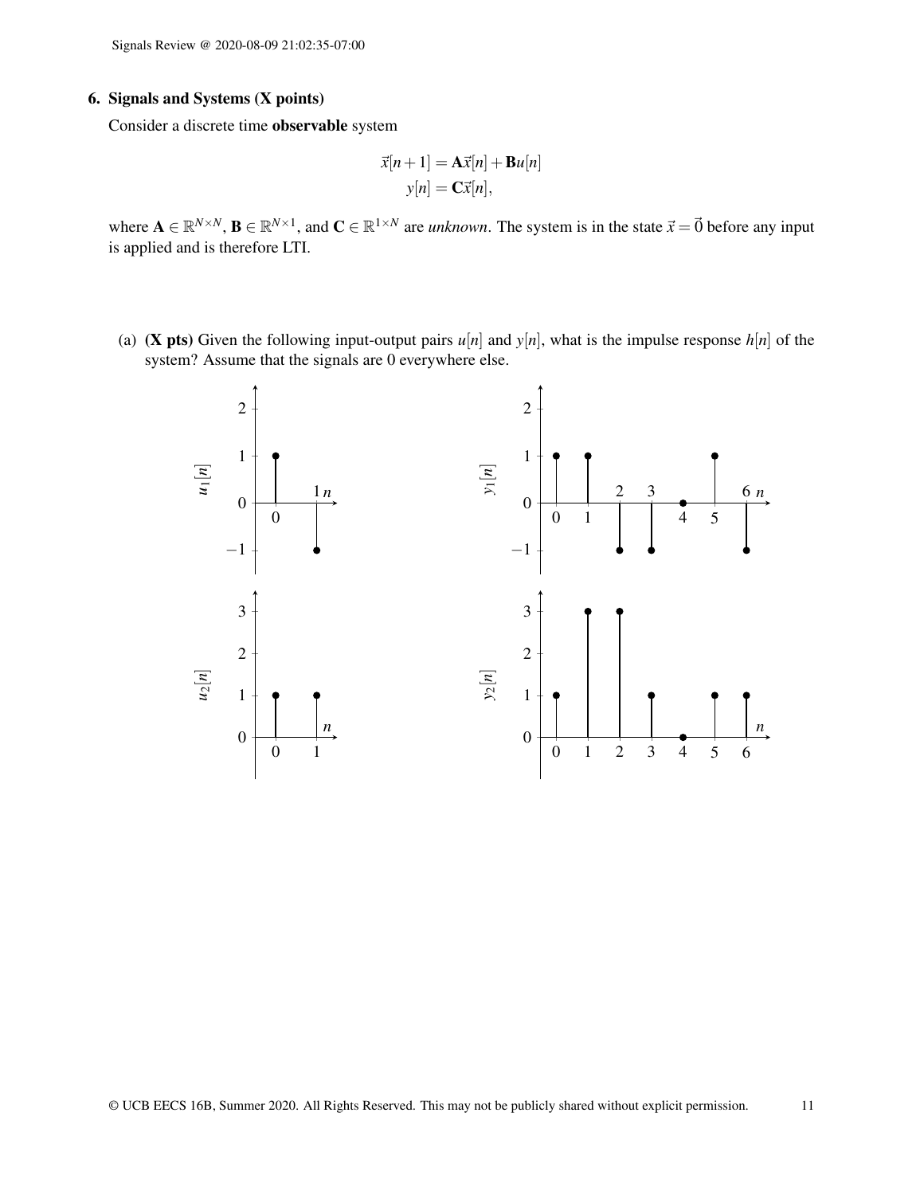## 6. Signals and Systems (X points)

Consider a discrete time **observable** system

$$
\begin{aligned}
\vec{x}[n+1] &= \mathbf{A}\vec{x}[n] + \mathbf{B}u[n] \\
y[n] &= \mathbf{C}\vec{x}[n],
\end{aligned}
$$

where $\mathbf{A} \in \mathbb{R}^{N \times N}$, $\mathbf{B} \in \mathbb{R}^{N \times 1}$, and $\mathbf{C} \in \mathbb{R}^{1 \times N}$ are *unknown*. The system is in the state $\vec{x} = \vec{0}$ before any input is applied and is therefore LTI.

(a) **(X pts)** Given the following input-output pairs $u[n]$ and $y[n]$, what is the impulse response $h[n]$ of the system? Assume that the signals are 0 everywhere else.

$u_1[n]$
2
1
0
−1
0
1 $n$

$y_1[n]$
2
1
0
−1
0 1 2 3 4 5 6 $n$

$u_2[n]$
3
2
1
0
0 1 $n$

$y_2[n]$
3
2
1
0
0 1 2 3 4 5 6 $n$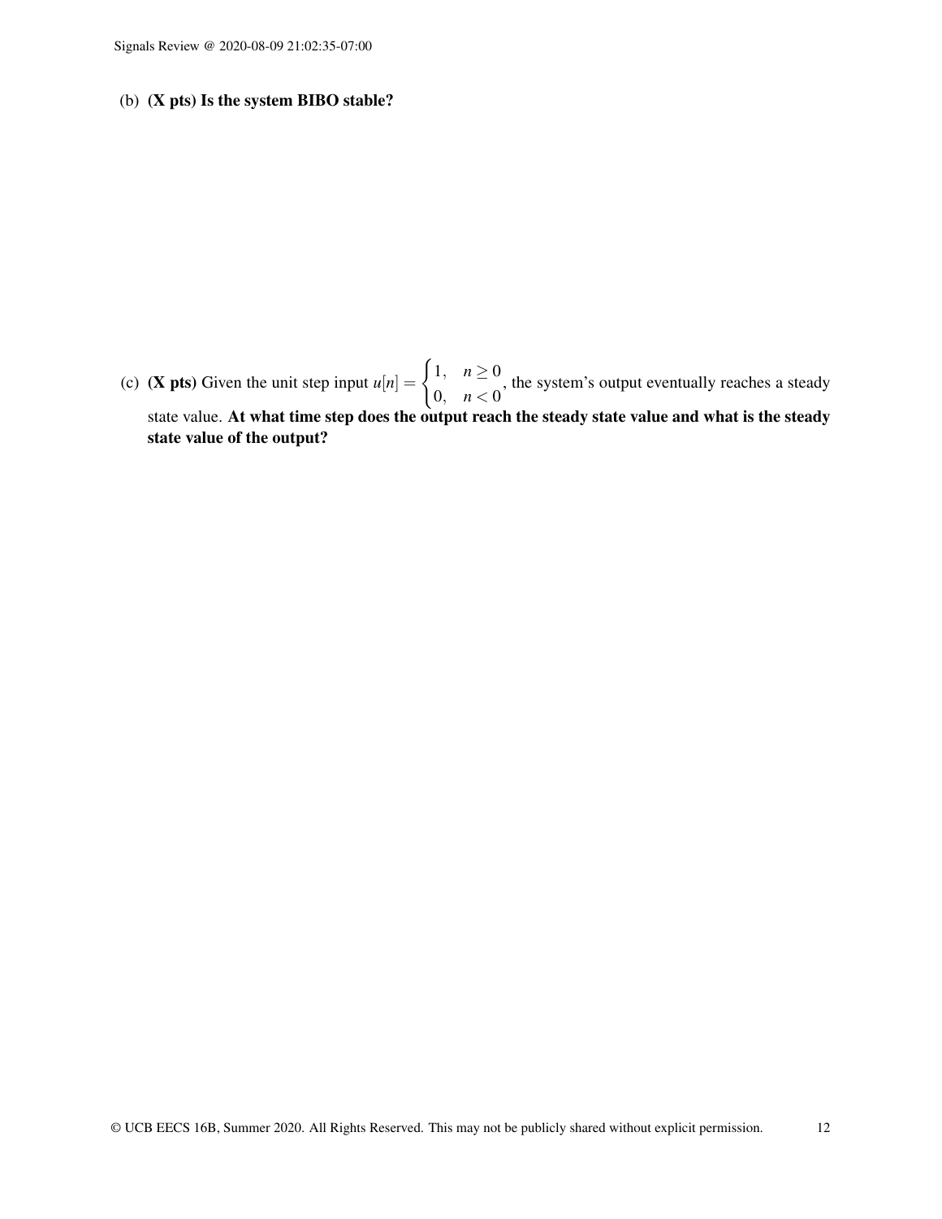(b) **(X pts) Is the system BIBO stable?**

(c) **(X pts)** Given the unit step input $u[n] = \begin{cases} 1, & n \geq 0 \\ 0, & n < 0 \end{cases}$, the system's output eventually reaches a steady state value. **At what time step does the output reach the steady state value and what is the steady state value of the output?**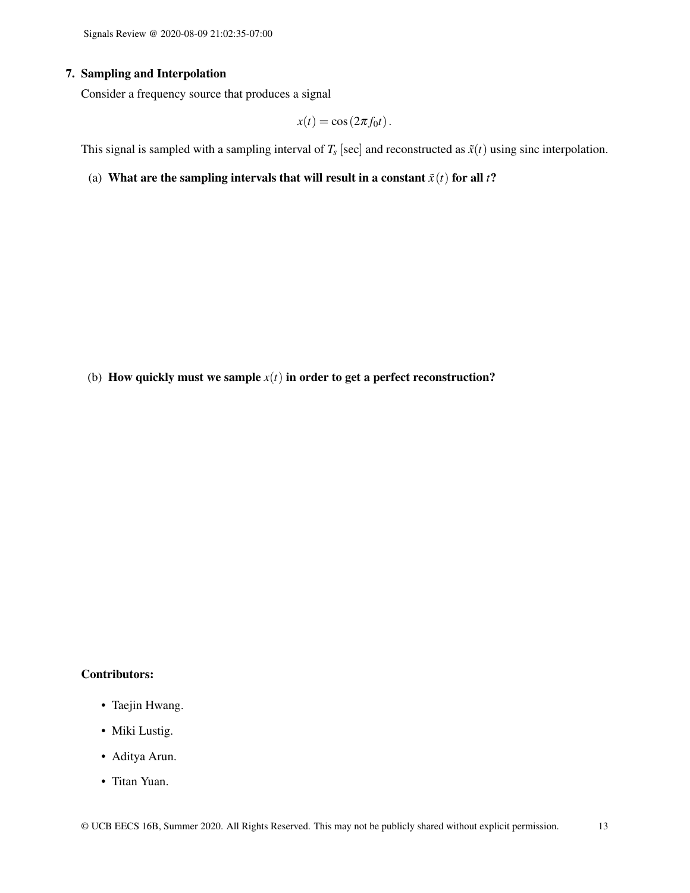## 7. Sampling and Interpolation

Consider a frequency source that produces a signal

$$x(t) = \cos(2\pi f_0 t).$$

This signal is sampled with a sampling interval of $T_s$ [sec] and reconstructed as $\tilde{x}(t)$ using sinc interpolation.

(a) **What are the sampling intervals that will result in a constant $\tilde{x}(t)$ for all $t$?**

(b) **How quickly must we sample $x(t)$ in order to get a perfect reconstruction?**

**Contributors:**

- Taejin Hwang.
- Miki Lustig.
- Aditya Arun.
- Titan Yuan.